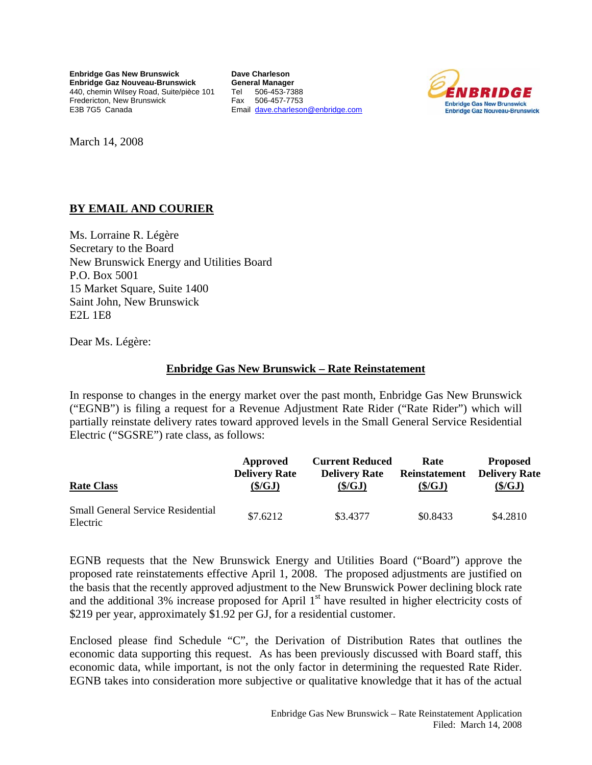**Enbridge Gas New Brunswick**
**Enbridge Gaz Nouveau-Brunswick**
440, chemin Wilsey Road, Suite/pièce 101
Fredericton, New Brunswick
E3B 7G5 Canada

**Dave Charleson**
**General Manager**
Tel 506-453-7388
Fax 506-457-7753
Email dave.charleson@enbridge.com

ENBRIDGE
Enbridge Gas New Brunswick
Enbridge Gaz Nouveau-Brunswick

March 14, 2008

**BY EMAIL AND COURIER**

Ms. Lorraine R. Légère
Secretary to the Board
New Brunswick Energy and Utilities Board
P.O. Box 5001
15 Market Square, Suite 1400
Saint John, New Brunswick
E2L 1E8

Dear Ms. Légère:

**Enbridge Gas New Brunswick – Rate Reinstatement**

In response to changes in the energy market over the past month, Enbridge Gas New Brunswick ("EGNB") is filing a request for a Revenue Adjustment Rate Rider ("Rate Rider") which will partially reinstate delivery rates toward approved levels in the Small General Service Residential Electric ("SGSRE") rate class, as follows:

| Rate Class | Approved Delivery Rate ($/GJ) | Current Reduced Delivery Rate ($/GJ) | Rate Reinstatement ($/GJ) | Proposed Delivery Rate ($/GJ) |
|---|---|---|---|---|
| Small General Service Residential Electric | $7.6212 | $3.4377 | $0.8433 | $4.2810 |

EGNB requests that the New Brunswick Energy and Utilities Board ("Board") approve the proposed rate reinstatements effective April 1, 2008. The proposed adjustments are justified on the basis that the recently approved adjustment to the New Brunswick Power declining block rate and the additional 3% increase proposed for April 1st have resulted in higher electricity costs of $219 per year, approximately $1.92 per GJ, for a residential customer.

Enclosed please find Schedule "C", the Derivation of Distribution Rates that outlines the economic data supporting this request. As has been previously discussed with Board staff, this economic data, while important, is not the only factor in determining the requested Rate Rider. EGNB takes into consideration more subjective or qualitative knowledge that it has of the actual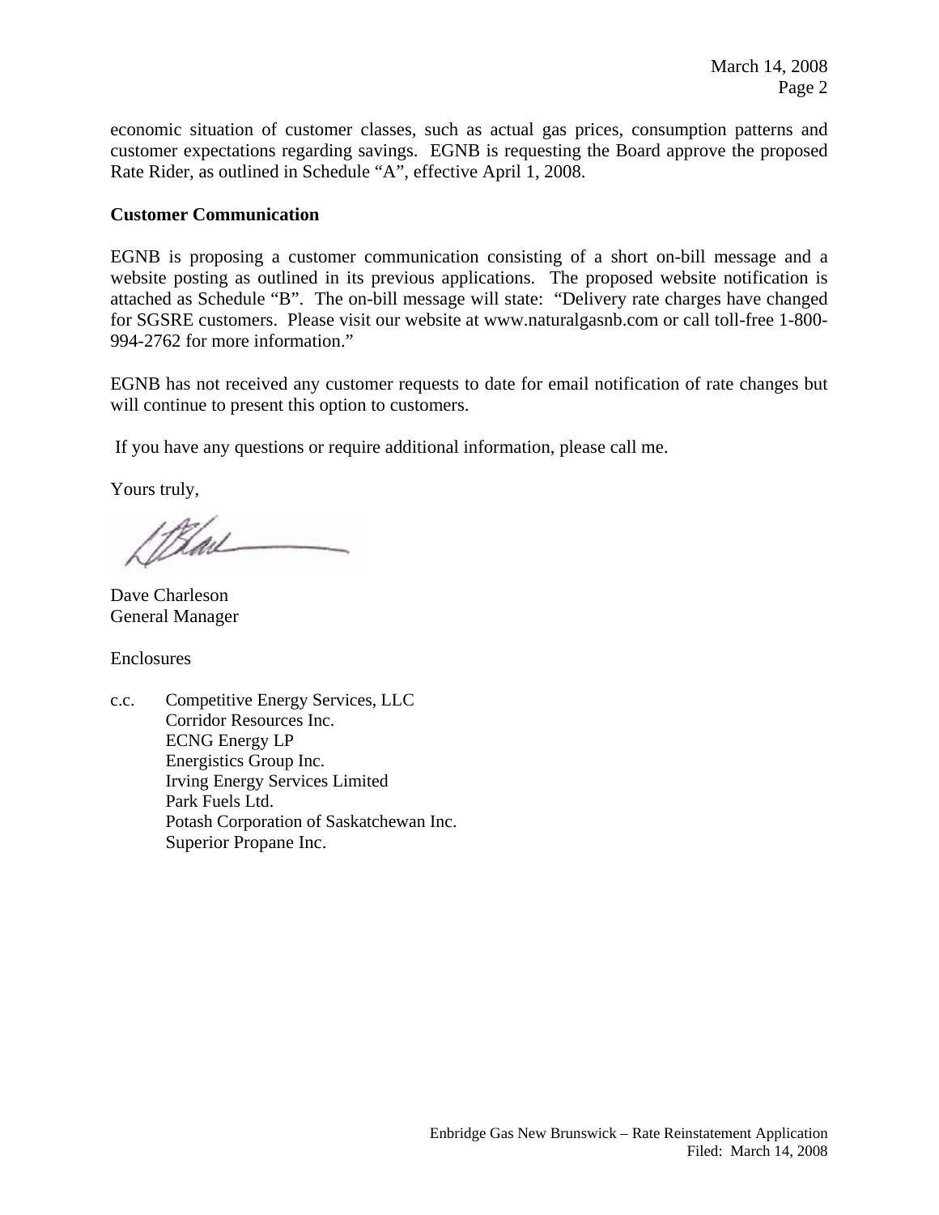economic situation of customer classes, such as actual gas prices, consumption patterns and customer expectations regarding savings. EGNB is requesting the Board approve the proposed Rate Rider, as outlined in Schedule "A", effective April 1, 2008.

**Customer Communication**

EGNB is proposing a customer communication consisting of a short on-bill message and a website posting as outlined in its previous applications. The proposed website notification is attached as Schedule "B". The on-bill message will state: "Delivery rate charges have changed for SGSRE customers. Please visit our website at www.naturalgasnb.com or call toll-free 1-800-994-2762 for more information."

EGNB has not received any customer requests to date for email notification of rate changes but will continue to present this option to customers.

If you have any questions or require additional information, please call me.

Yours truly,

Dave Charleson
General Manager

Enclosures

c.c. Competitive Energy Services, LLC
Corridor Resources Inc.
ECNG Energy LP
Energistics Group Inc.
Irving Energy Services Limited
Park Fuels Ltd.
Potash Corporation of Saskatchewan Inc.
Superior Propane Inc.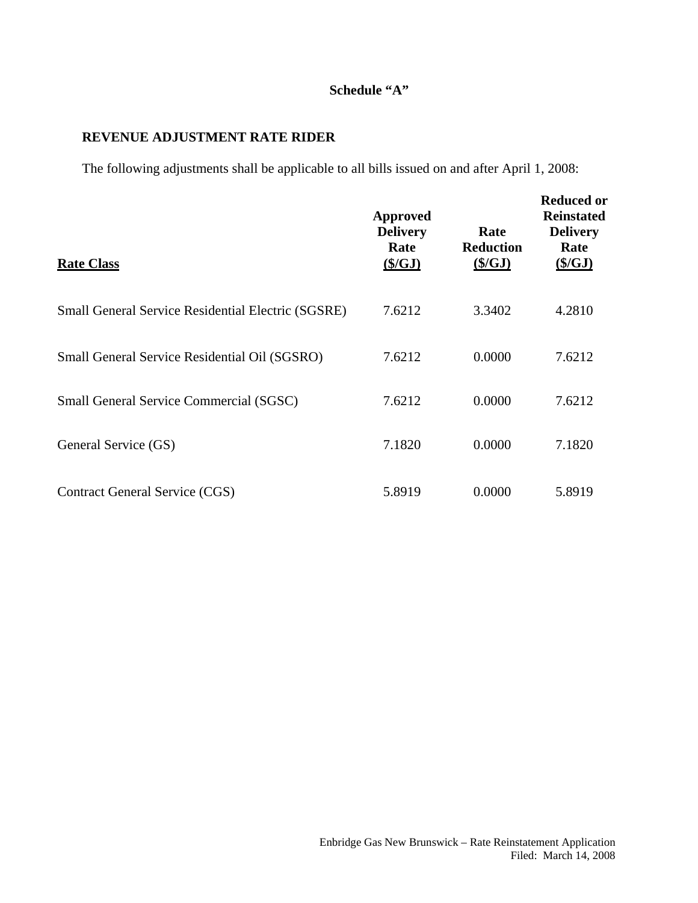**Schedule "A"**

**REVENUE ADJUSTMENT RATE RIDER**

The following adjustments shall be applicable to all bills issued on and after April 1, 2008:

| Rate Class | Approved Delivery Rate ($/GJ) | Rate Reduction ($/GJ) | Reduced or Reinstated Delivery Rate ($/GJ) |
|---|---|---|---|
| Small General Service Residential Electric (SGSRE) | 7.6212 | 3.3402 | 4.2810 |
| Small General Service Residential Oil (SGSRO) | 7.6212 | 0.0000 | 7.6212 |
| Small General Service Commercial (SGSC) | 7.6212 | 0.0000 | 7.6212 |
| General Service (GS) | 7.1820 | 0.0000 | 7.1820 |
| Contract General Service (CGS) | 5.8919 | 0.0000 | 5.8919 |

Enbridge Gas New Brunswick – Rate Reinstatement Application
Filed: March 14, 2008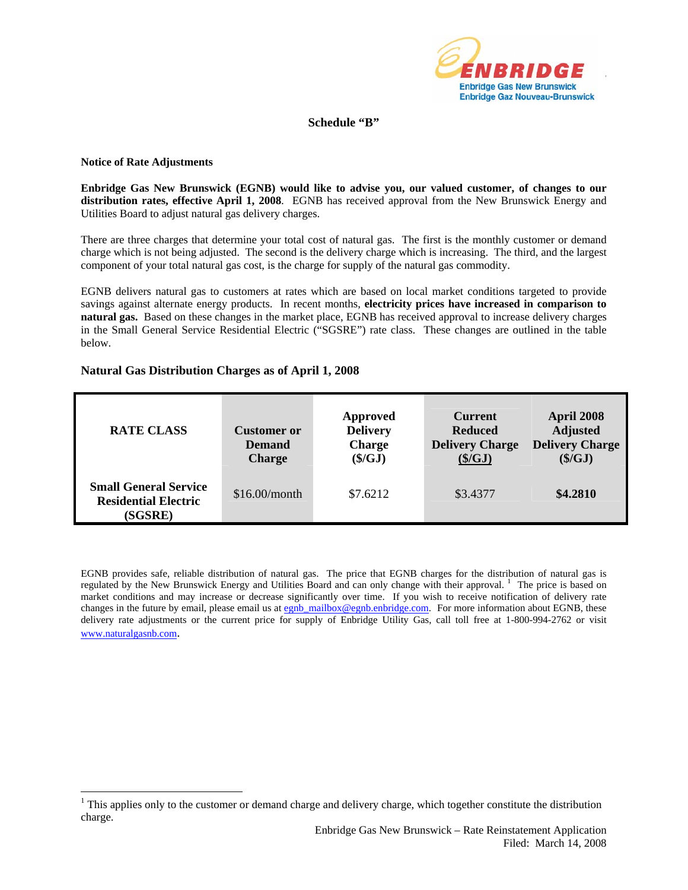## Schedule "B"

**Notice of Rate Adjustments**

**Enbridge Gas New Brunswick (EGNB) would like to advise you, our valued customer, of changes to our distribution rates, effective April 1, 2008**. EGNB has received approval from the New Brunswick Energy and Utilities Board to adjust natural gas delivery charges.

There are three charges that determine your total cost of natural gas. The first is the monthly customer or demand charge which is not being adjusted. The second is the delivery charge which is increasing. The third, and the largest component of your total natural gas cost, is the charge for supply of the natural gas commodity.

EGNB delivers natural gas to customers at rates which are based on local market conditions targeted to provide savings against alternate energy products. In recent months, **electricity prices have increased in comparison to natural gas.** Based on these changes in the market place, EGNB has received approval to increase delivery charges in the Small General Service Residential Electric ("SGSRE") rate class. These changes are outlined in the table below.

**Natural Gas Distribution Charges as of April 1, 2008**

| RATE CLASS | Customer or Demand Charge | Approved Delivery Charge ($/GJ) | Current Reduced Delivery Charge ($/GJ) | April 2008 Adjusted Delivery Charge ($/GJ) |
|---|---|---|---|---|
| **Small General Service Residential Electric (SGSRE)** | $16.00/month | $7.6212 | $3.4377 | **$4.2810** |

EGNB provides safe, reliable distribution of natural gas. The price that EGNB charges for the distribution of natural gas is regulated by the New Brunswick Energy and Utilities Board and can only change with their approval. [1] The price is based on market conditions and may increase or decrease significantly over time. If you wish to receive notification of delivery rate changes in the future by email, please email us at egnb_mailbox@egnb.enbridge.com. For more information about EGNB, these delivery rate adjustments or the current price for supply of Enbridge Utility Gas, call toll free at 1-800-994-2762 or visit www.naturalgasnb.com.

[1] This applies only to the customer or demand charge and delivery charge, which together constitute the distribution charge.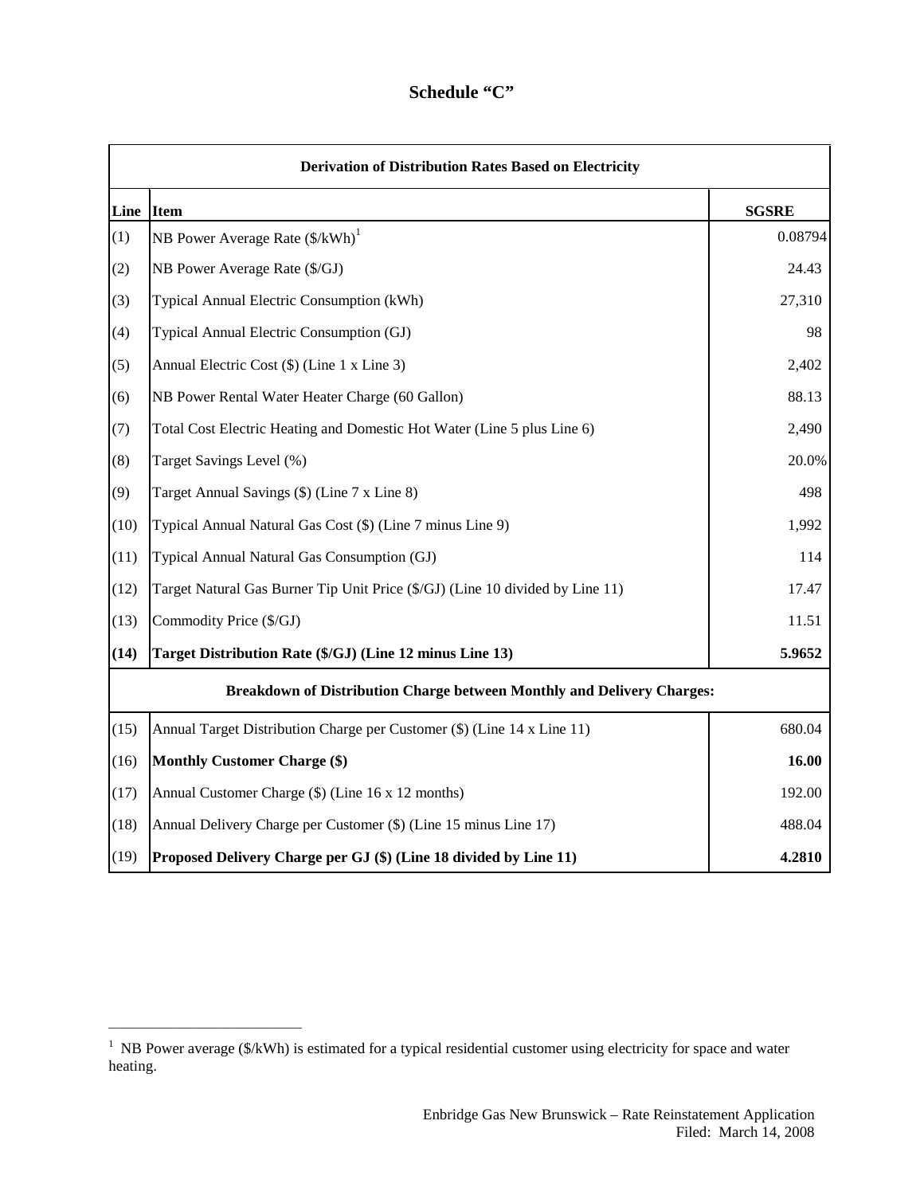# Schedule "C"

| Line | Item | SGSRE |
|---|---|---|
| | **Derivation of Distribution Rates Based on Electricity** | |
| (1) | NB Power Average Rate ($/kWh)[1] | 0.08794 |
| (2) | NB Power Average Rate ($/GJ) | 24.43 |
| (3) | Typical Annual Electric Consumption (kWh) | 27,310 |
| (4) | Typical Annual Electric Consumption (GJ) | 98 |
| (5) | Annual Electric Cost ($) (Line 1 x Line 3) | 2,402 |
| (6) | NB Power Rental Water Heater Charge (60 Gallon) | 88.13 |
| (7) | Total Cost Electric Heating and Domestic Hot Water (Line 5 plus Line 6) | 2,490 |
| (8) | Target Savings Level (%) | 20.0% |
| (9) | Target Annual Savings ($) (Line 7 x Line 8) | 498 |
| (10) | Typical Annual Natural Gas Cost ($) (Line 7 minus Line 9) | 1,992 |
| (11) | Typical Annual Natural Gas Consumption (GJ) | 114 |
| (12) | Target Natural Gas Burner Tip Unit Price ($/GJ) (Line 10 divided by Line 11) | 17.47 |
| (13) | Commodity Price ($/GJ) | 11.51 |
| **(14)** | **Target Distribution Rate ($/GJ) (Line 12 minus Line 13)** | **5.9652** |
| | **Breakdown of Distribution Charge between Monthly and Delivery Charges:** | |
| (15) | Annual Target Distribution Charge per Customer ($) (Line 14 x Line 11) | 680.04 |
| (16) | **Monthly Customer Charge ($)** | **16.00** |
| (17) | Annual Customer Charge ($) (Line 16 x 12 months) | 192.00 |
| (18) | Annual Delivery Charge per Customer ($) (Line 15 minus Line 17) | 488.04 |
| (19) | **Proposed Delivery Charge per GJ ($) (Line 18 divided by Line 11)** | **4.2810** |

[1] NB Power average ($/kWh) is estimated for a typical residential customer using electricity for space and water heating.

Enbridge Gas New Brunswick – Rate Reinstatement Application
Filed: March 14, 2008